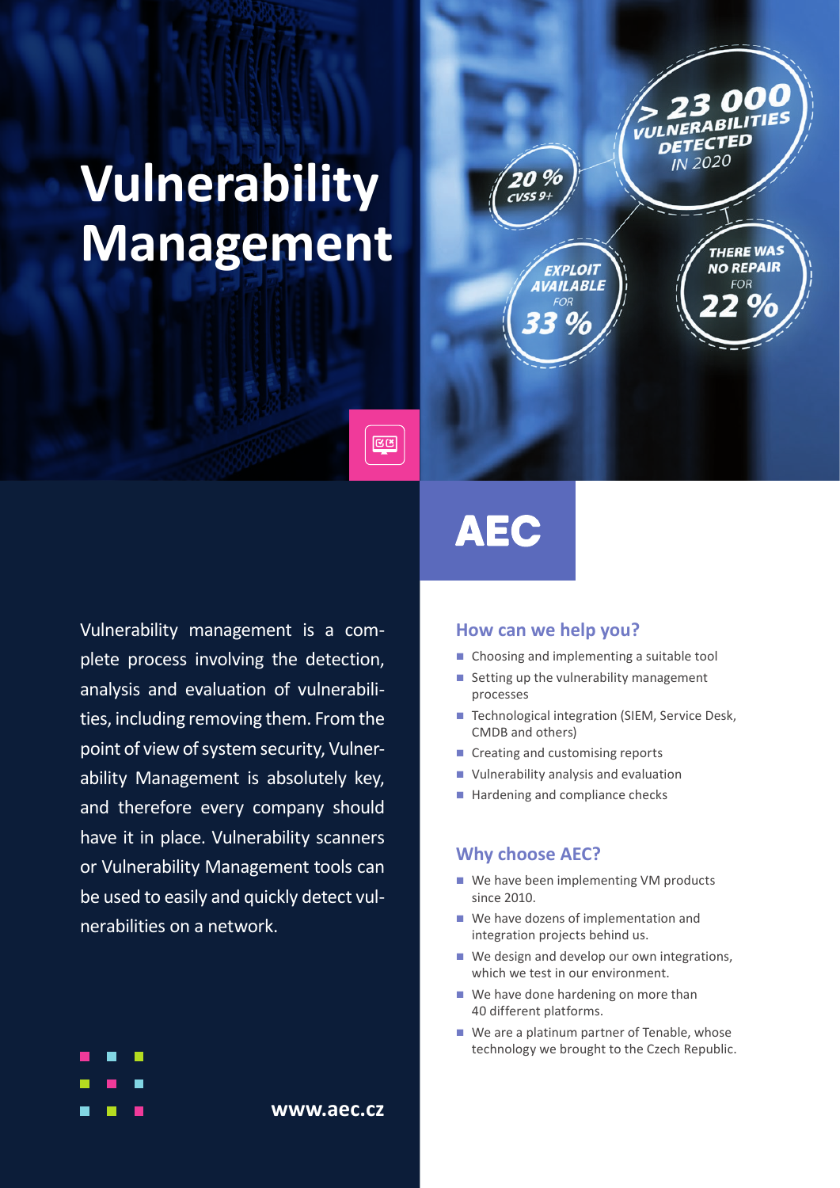# Vulnerability Management

> 23 000 VULNERABILITIES DETECTED IN 2020

20 % CVSS 9+

EXPLOIT AVAILABLE FOR 33 %

THERE WAS NO REPAIR FOR 22 %

AEC

Vulnerability management is a complete process involving the detection, analysis and evaluation of vulnerabilities, including removing them. From the point of view of system security, Vulnerability Management is absolutely key, and therefore every company should have it in place. Vulnerability scanners or Vulnerability Management tools can be used to easily and quickly detect vulnerabilities on a network.

## How can we help you?

- Choosing and implementing a suitable tool
- Setting up the vulnerability management processes
- Technological integration (SIEM, Service Desk, CMDB and others)
- Creating and customising reports
- Vulnerability analysis and evaluation
- Hardening and compliance checks

## Why choose AEC?

- We have been implementing VM products since 2010.
- We have dozens of implementation and integration projects behind us.
- We design and develop our own integrations, which we test in our environment.
- We have done hardening on more than 40 different platforms.
- We are a platinum partner of Tenable, whose technology we brought to the Czech Republic.

**www.aec.cz**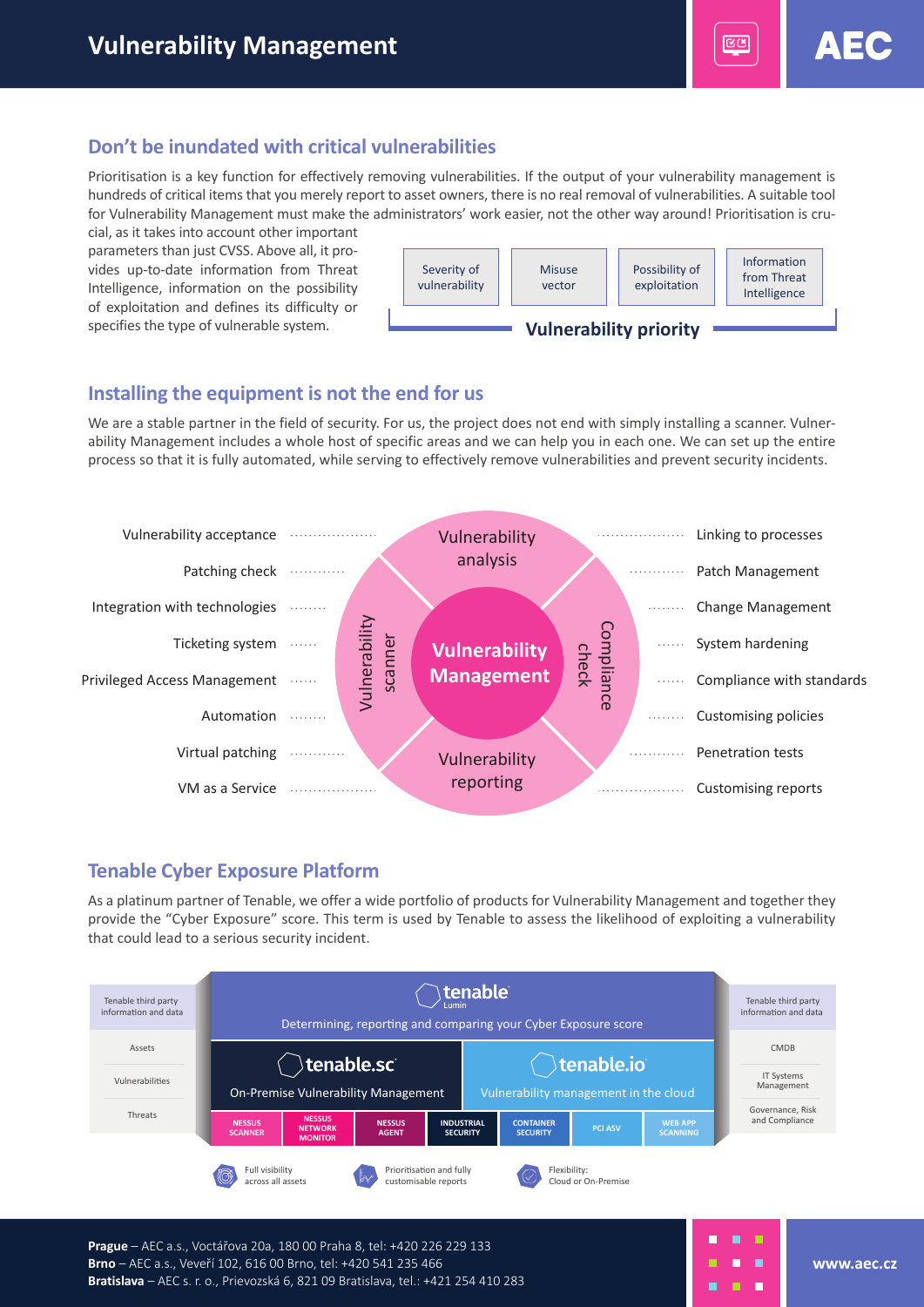# Vulnerability Management

AEC

## Don't be inundated with critical vulnerabilities

Prioritisation is a key function for effectively removing vulnerabilities. If the output of your vulnerability management is hundreds of critical items that you merely report to asset owners, there is no real removal of vulnerabilities. A suitable tool for Vulnerability Management must make the administrators' work easier, not the other way around! Prioritisation is crucial, as it takes into account other important parameters than just CVSS. Above all, it provides up-to-date information from Threat Intelligence, information on the possibility of exploitation and defines its difficulty or specifies the type of vulnerable system.

Severity of vulnerability
Misuse vector
Possibility of exploitation
Information from Threat Intelligence

**Vulnerability priority**

## Installing the equipment is not the end for us

We are a stable partner in the field of security. For us, the project does not end with simply installing a scanner. Vulnerability Management includes a whole host of specific areas and we can help you in each one. We can set up the entire process so that it is fully automated, while serving to effectively remove vulnerabilities and prevent security incidents.

Vulnerability Management
Vulnerability analysis
Vulnerability scanner
Compliance check
Vulnerability reporting

Vulnerability acceptance
Patching check
Integration with technologies
Ticketing system
Privileged Access Management
Automation
Virtual patching
VM as a Service

Linking to processes
Patch Management
Change Management
System hardening
Compliance with standards
Customising policies
Penetration tests
Customising reports

## Tenable Cyber Exposure Platform

As a platinum partner of Tenable, we offer a wide portfolio of products for Vulnerability Management and together they provide the "Cyber Exposure" score. This term is used by Tenable to assess the likelihood of exploiting a vulnerability that could lead to a serious security incident.

Tenable third party information and data
Assets
Vulnerabilities
Threats

tenable Lumin
Determining, reporting and comparing your Cyber Exposure score

tenable.sc
On-Premise Vulnerability Management

tenable.io
Vulnerability management in the cloud

NESSUS SCANNER
NESSUS NETWORK MONITOR
NESSUS AGENT
INDUSTRIAL SECURITY
CONTAINER SECURITY
PCI ASV
WEB APP SCANNING

Tenable third party information and data
CMDB
IT Systems Management
Governance, Risk and Compliance

Full visibility across all assets
Prioritisation and fully customisable reports
Flexibility: Cloud or On-Premise

**Prague** – AEC a.s., Voctářova 20a, 180 00 Praha 8, tel: +420 226 229 133
**Brno** – AEC a.s., Veveří 102, 616 00 Brno, tel: +420 541 235 466
**Bratislava** – AEC s. r. o., Prievozská 6, 821 09 Bratislava, tel.: +421 254 410 283

www.aec.cz